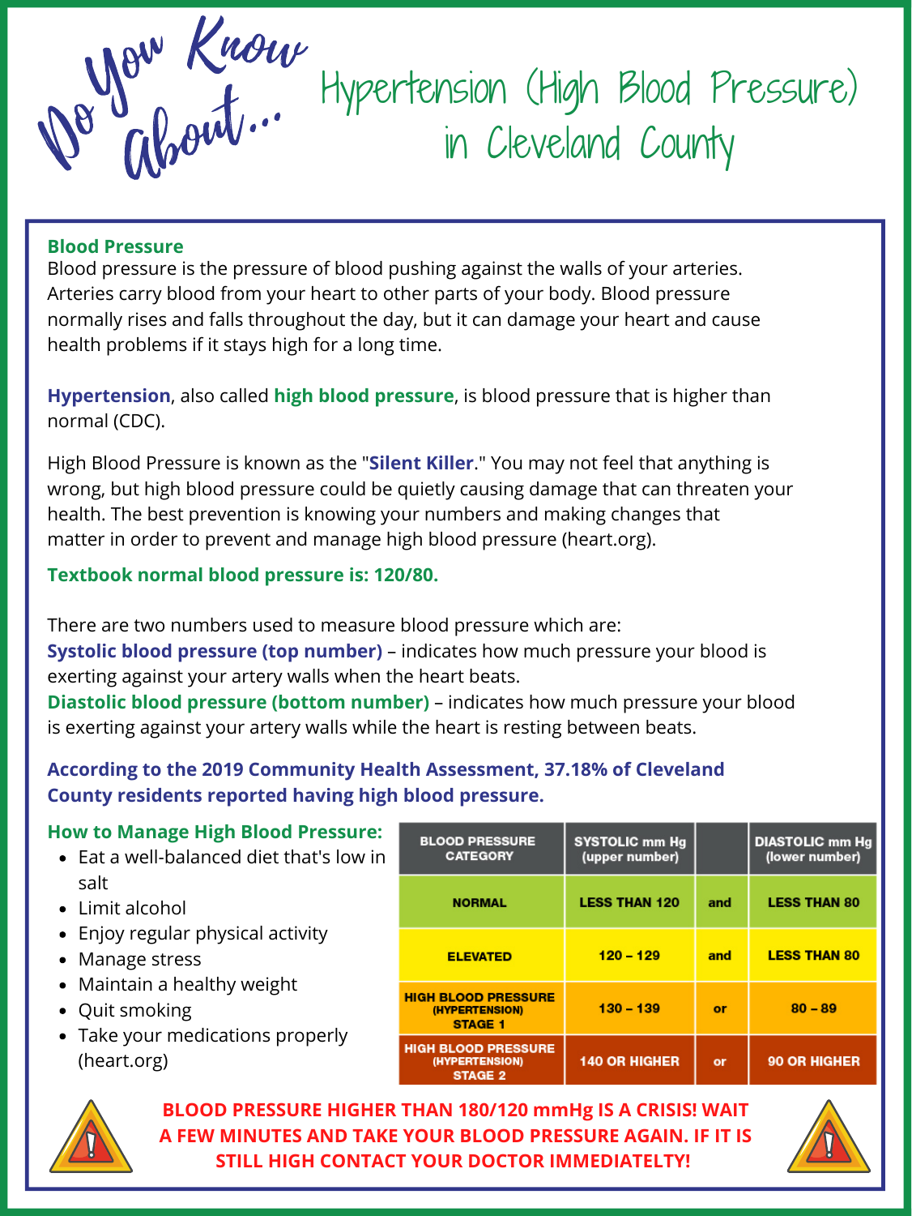# Do You Know About... Hypertension (High Blood Pressure) in Cleveland County

**Blood Pressure**

Blood pressure is the pressure of blood pushing against the walls of your arteries. Arteries carry blood from your heart to other parts of your body. Blood pressure normally rises and falls throughout the day, but it can damage your heart and cause health problems if it stays high for a long time.

**Hypertension**, also called **high blood pressure**, is blood pressure that is higher than normal (CDC).

High Blood Pressure is known as the "**Silent Killer**." You may not feel that anything is wrong, but high blood pressure could be quietly causing damage that can threaten your health. The best prevention is knowing your numbers and making changes that matter in order to prevent and manage high blood pressure (heart.org).

**Textbook normal blood pressure is: 120/80.**

There are two numbers used to measure blood pressure which are:

**Systolic blood pressure (top number)** – indicates how much pressure your blood is exerting against your artery walls when the heart beats.

**Diastolic blood pressure (bottom number)** – indicates how much pressure your blood is exerting against your artery walls while the heart is resting between beats.

**According to the 2019 Community Health Assessment, 37.18% of Cleveland County residents reported having high blood pressure.**

**How to Manage High Blood Pressure:**

- Eat a well-balanced diet that's low in salt
- Limit alcohol
- Enjoy regular physical activity
- Manage stress
- Maintain a healthy weight
- Quit smoking
- Take your medications properly (heart.org)

| BLOOD PRESSURE CATEGORY | SYSTOLIC mm Hg (upper number) | | DIASTOLIC mm Hg (lower number) |
|---|---|---|---|
| NORMAL | LESS THAN 120 | and | LESS THAN 80 |
| ELEVATED | 120 – 129 | and | LESS THAN 80 |
| HIGH BLOOD PRESSURE (HYPERTENSION) STAGE 1 | 130 – 139 | or | 80 – 89 |
| HIGH BLOOD PRESSURE (HYPERTENSION) STAGE 2 | 140 OR HIGHER | or | 90 OR HIGHER |

**BLOOD PRESSURE HIGHER THAN 180/120 mmHg IS A CRISIS! WAIT A FEW MINUTES AND TAKE YOUR BLOOD PRESSURE AGAIN. IF IT IS STILL HIGH CONTACT YOUR DOCTOR IMMEDIATELTY!**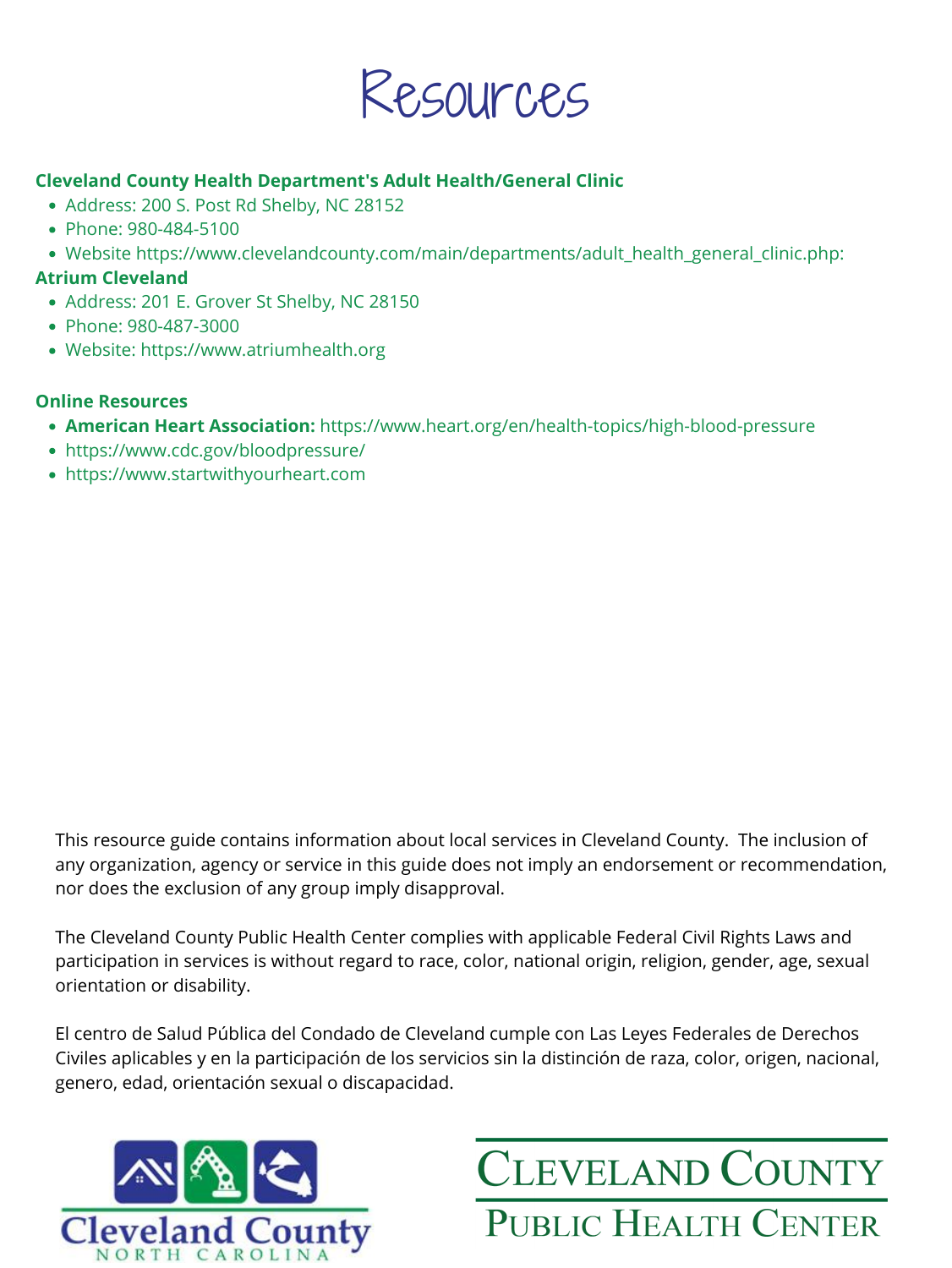# Resources

**Cleveland County Health Department's Adult Health/General Clinic**

- Address: 200 S. Post Rd Shelby, NC 28152
- Phone: 980-484-5100
- Website https://www.clevelandcounty.com/main/departments/adult_health_general_clinic.php:

**Atrium Cleveland**

- Address: 201 E. Grover St Shelby, NC 28150
- Phone: 980-487-3000
- Website: https://www.atriumhealth.org

**Online Resources**

- **American Heart Association:** https://www.heart.org/en/health-topics/high-blood-pressure
- https://www.cdc.gov/bloodpressure/
- https://www.startwithyourheart.com

This resource guide contains information about local services in Cleveland County. The inclusion of any organization, agency or service in this guide does not imply an endorsement or recommendation, nor does the exclusion of any group imply disapproval.

The Cleveland County Public Health Center complies with applicable Federal Civil Rights Laws and participation in services is without regard to race, color, national origin, religion, gender, age, sexual orientation or disability.

El centro de Salud Pública del Condado de Cleveland cumple con Las Leyes Federales de Derechos Civiles aplicables y en la participación de los servicios sin la distinción de raza, color, origen, nacional, genero, edad, orientación sexual o discapacidad.

Cleveland County
NORTH CAROLINA

Cleveland County
Public Health Center